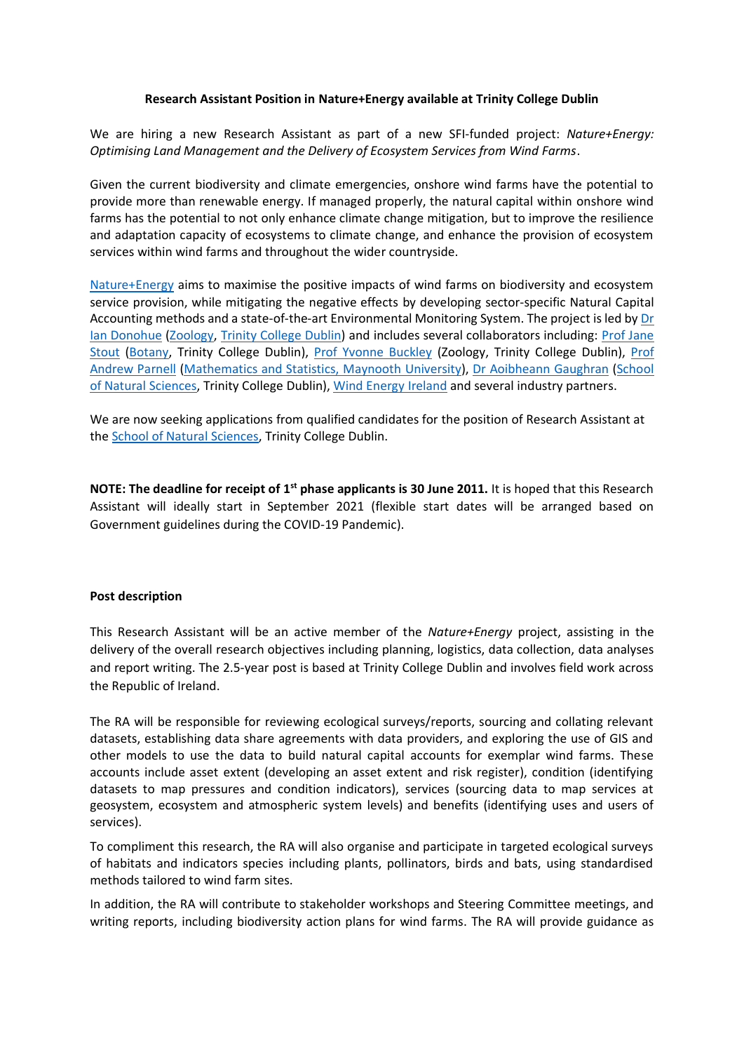**Research Assistant Position in Nature+Energy available at Trinity College Dublin**

We are hiring a new Research Assistant as part of a new SFI-funded project: *Nature+Energy: Optimising Land Management and the Delivery of Ecosystem Services from Wind Farms*.

Given the current biodiversity and climate emergencies, onshore wind farms have the potential to provide more than renewable energy. If managed properly, the natural capital within onshore wind farms has the potential to not only enhance climate change mitigation, but to improve the resilience and adaptation capacity of ecosystems to climate change, and enhance the provision of ecosystem services within wind farms and throughout the wider countryside.

Nature+Energy aims to maximise the positive impacts of wind farms on biodiversity and ecosystem service provision, while mitigating the negative effects by developing sector-specific Natural Capital Accounting methods and a state-of-the-art Environmental Monitoring System. The project is led by Dr Ian Donohue (Zoology, Trinity College Dublin) and includes several collaborators including: Prof Jane Stout (Botany, Trinity College Dublin), Prof Yvonne Buckley (Zoology, Trinity College Dublin), Prof Andrew Parnell (Mathematics and Statistics, Maynooth University), Dr Aoibheann Gaughran (School of Natural Sciences, Trinity College Dublin), Wind Energy Ireland and several industry partners.

We are now seeking applications from qualified candidates for the position of Research Assistant at the School of Natural Sciences, Trinity College Dublin.

**NOTE: The deadline for receipt of 1st phase applicants is 30 June 2011.** It is hoped that this Research Assistant will ideally start in September 2021 (flexible start dates will be arranged based on Government guidelines during the COVID-19 Pandemic).

**Post description**

This Research Assistant will be an active member of the *Nature+Energy* project, assisting in the delivery of the overall research objectives including planning, logistics, data collection, data analyses and report writing. The 2.5-year post is based at Trinity College Dublin and involves field work across the Republic of Ireland.

The RA will be responsible for reviewing ecological surveys/reports, sourcing and collating relevant datasets, establishing data share agreements with data providers, and exploring the use of GIS and other models to use the data to build natural capital accounts for exemplar wind farms. These accounts include asset extent (developing an asset extent and risk register), condition (identifying datasets to map pressures and condition indicators), services (sourcing data to map services at geosystem, ecosystem and atmospheric system levels) and benefits (identifying uses and users of services).

To compliment this research, the RA will also organise and participate in targeted ecological surveys of habitats and indicators species including plants, pollinators, birds and bats, using standardised methods tailored to wind farm sites.

In addition, the RA will contribute to stakeholder workshops and Steering Committee meetings, and writing reports, including biodiversity action plans for wind farms. The RA will provide guidance as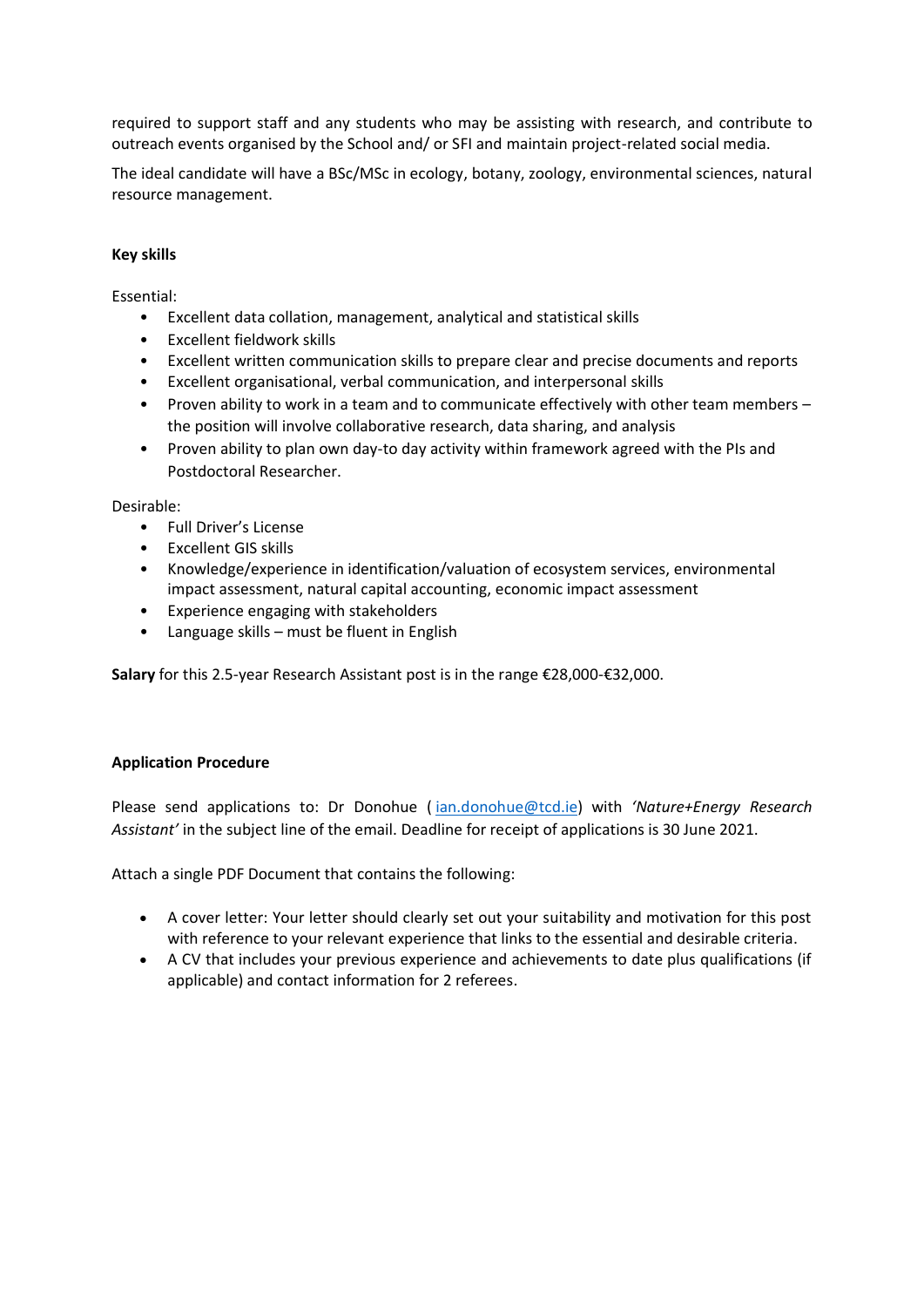required to support staff and any students who may be assisting with research, and contribute to outreach events organised by the School and/ or SFI and maintain project-related social media.

The ideal candidate will have a BSc/MSc in ecology, botany, zoology, environmental sciences, natural resource management.

**Key skills**

Essential:

- Excellent data collation, management, analytical and statistical skills
- Excellent fieldwork skills
- Excellent written communication skills to prepare clear and precise documents and reports
- Excellent organisational, verbal communication, and interpersonal skills
- Proven ability to work in a team and to communicate effectively with other team members – the position will involve collaborative research, data sharing, and analysis
- Proven ability to plan own day-to day activity within framework agreed with the PIs and Postdoctoral Researcher.

Desirable:

- Full Driver's License
- Excellent GIS skills
- Knowledge/experience in identification/valuation of ecosystem services, environmental impact assessment, natural capital accounting, economic impact assessment
- Experience engaging with stakeholders
- Language skills – must be fluent in English

**Salary** for this 2.5-year Research Assistant post is in the range €28,000-€32,000.

**Application Procedure**

Please send applications to: Dr Donohue ( ian.donohue@tcd.ie) with *'Nature+Energy Research Assistant'* in the subject line of the email. Deadline for receipt of applications is 30 June 2021.

Attach a single PDF Document that contains the following:

- A cover letter: Your letter should clearly set out your suitability and motivation for this post with reference to your relevant experience that links to the essential and desirable criteria.
- A CV that includes your previous experience and achievements to date plus qualifications (if applicable) and contact information for 2 referees.